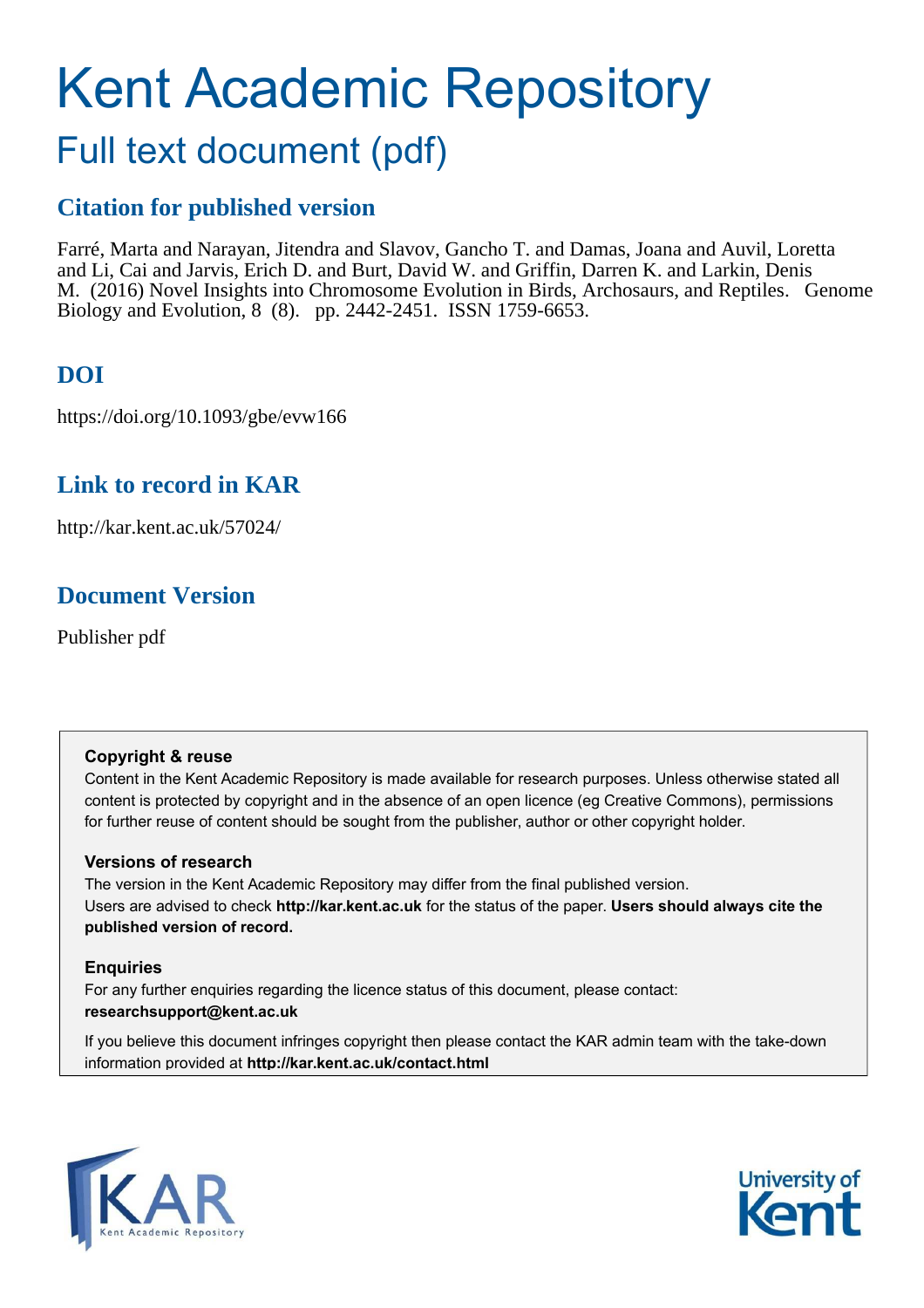# Kent Academic Repository

## Full text document (pdf)

## Citation for published version

Farré, Marta and Narayan, Jitendra and Slavov, Gancho T. and Damas, Joana and Auvil, Loretta and Li, Cai and Jarvis, Erich D. and Burt, David W. and Griffin, Darren K. and Larkin, Denis M. (2016) Novel Insights into Chromosome Evolution in Birds, Archosaurs, and Reptiles. Genome Biology and Evolution, 8 (8). pp. 2442-2451. ISSN 1759-6653.

## DOI

https://doi.org/10.1093/gbe/evw166

## Link to record in KAR

http://kar.kent.ac.uk/57024/

## Document Version

Publisher pdf

**Copyright & reuse**

Content in the Kent Academic Repository is made available for research purposes. Unless otherwise stated all content is protected by copyright and in the absence of an open licence (eg Creative Commons), permissions for further reuse of content should be sought from the publisher, author or other copyright holder.

**Versions of research**

The version in the Kent Academic Repository may differ from the final published version. Users are advised to check **http://kar.kent.ac.uk** for the status of the paper. **Users should always cite the published version of record.**

**Enquiries**

For any further enquiries regarding the licence status of this document, please contact: **researchsupport@kent.ac.uk**

If you believe this document infringes copyright then please contact the KAR admin team with the take-down information provided at **http://kar.kent.ac.uk/contact.html**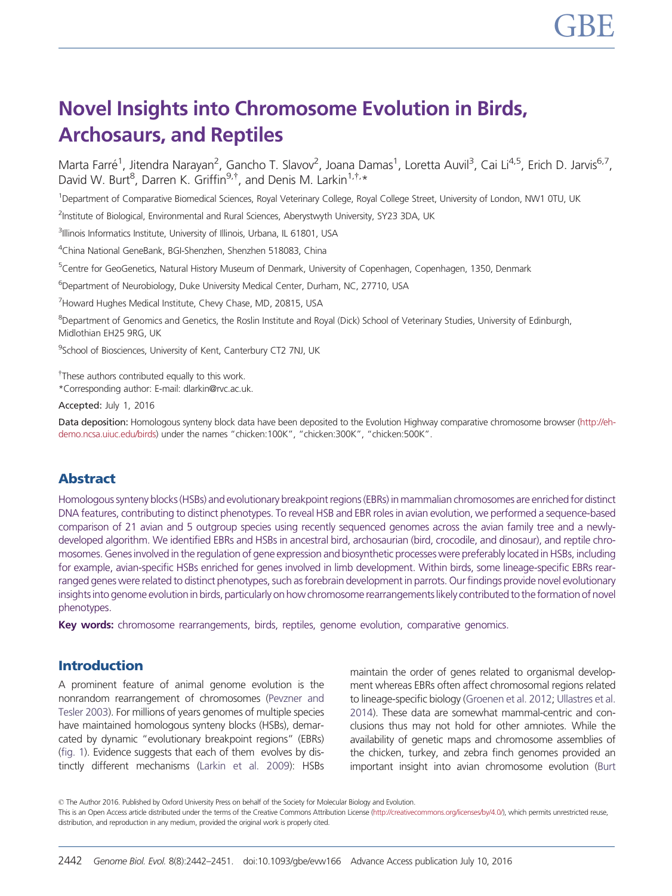# Novel Insights into Chromosome Evolution in Birds, Archosaurs, and Reptiles

Marta Farré[1], Jitendra Narayan[2], Gancho T. Slavov[2], Joana Damas[1], Loretta Auvil[3], Cai Li[4,5], Erich D. Jarvis[6,7], David W. Burt[8], Darren K. Griffin[9,†], and Denis M. Larkin[1,†,*]

[1]Department of Comparative Biomedical Sciences, Royal Veterinary College, Royal College Street, University of London, NW1 0TU, UK

[2]Institute of Biological, Environmental and Rural Sciences, Aberystwyth University, SY23 3DA, UK

[3]Illinois Informatics Institute, University of Illinois, Urbana, IL 61801, USA

[4]China National GeneBank, BGI-Shenzhen, Shenzhen 518083, China

[5]Centre for GeoGenetics, Natural History Museum of Denmark, University of Copenhagen, Copenhagen, 1350, Denmark

[6]Department of Neurobiology, Duke University Medical Center, Durham, NC, 27710, USA

[7]Howard Hughes Medical Institute, Chevy Chase, MD, 20815, USA

[8]Department of Genomics and Genetics, the Roslin Institute and Royal (Dick) School of Veterinary Studies, University of Edinburgh, Midlothian EH25 9RG, UK

[9]School of Biosciences, University of Kent, Canterbury CT2 7NJ, UK

†These authors contributed equally to this work.

*Corresponding author: E-mail: dlarkin@rvc.ac.uk.

**Accepted:** July 1, 2016

**Data deposition:** Homologous synteny block data have been deposited to the Evolution Highway comparative chromosome browser (http://eh-demo.ncsa.uiuc.edu/birds) under the names "chicken:100K", "chicken:300K", "chicken:500K".

## Abstract

Homologous synteny blocks (HSBs) and evolutionary breakpoint regions (EBRs) in mammalian chromosomes are enriched for distinct DNA features, contributing to distinct phenotypes. To reveal HSB and EBR roles in avian evolution, we performed a sequence-based comparison of 21 avian and 5 outgroup species using recently sequenced genomes across the avian family tree and a newly-developed algorithm. We identified EBRs and HSBs in ancestral bird, archosaurian (bird, crocodile, and dinosaur), and reptile chromosomes. Genes involved in the regulation of gene expression and biosynthetic processes were preferably located in HSBs, including for example, avian-specific HSBs enriched for genes involved in limb development. Within birds, some lineage-specific EBRs rearranged genes were related to distinct phenotypes, such as forebrain development in parrots. Our findings provide novel evolutionary insights into genome evolution in birds, particularly on how chromosome rearrangements likely contributed to the formation of novel phenotypes.

**Key words:** chromosome rearrangements, birds, reptiles, genome evolution, comparative genomics.

## Introduction

A prominent feature of animal genome evolution is the nonrandom rearrangement of chromosomes (Pevzner and Tesler 2003). For millions of years genomes of multiple species have maintained homologous synteny blocks (HSBs), demarcated by dynamic "evolutionary breakpoint regions" (EBRs) (fig. 1). Evidence suggests that each of them evolves by distinctly different mechanisms (Larkin et al. 2009): HSBs maintain the order of genes related to organismal development whereas EBRs often affect chromosomal regions related to lineage-specific biology (Groenen et al. 2012; Ullastres et al. 2014). These data are somewhat mammal-centric and conclusions thus may not hold for other amniotes. While the availability of genetic maps and chromosome assemblies of the chicken, turkey, and zebra finch genomes provided an important insight into avian chromosome evolution (Burt

© The Author 2016. Published by Oxford University Press on behalf of the Society for Molecular Biology and Evolution.
This is an Open Access article distributed under the terms of the Creative Commons Attribution License (http://creativecommons.org/licenses/by/4.0/), which permits unrestricted reuse, distribution, and reproduction in any medium, provided the original work is properly cited.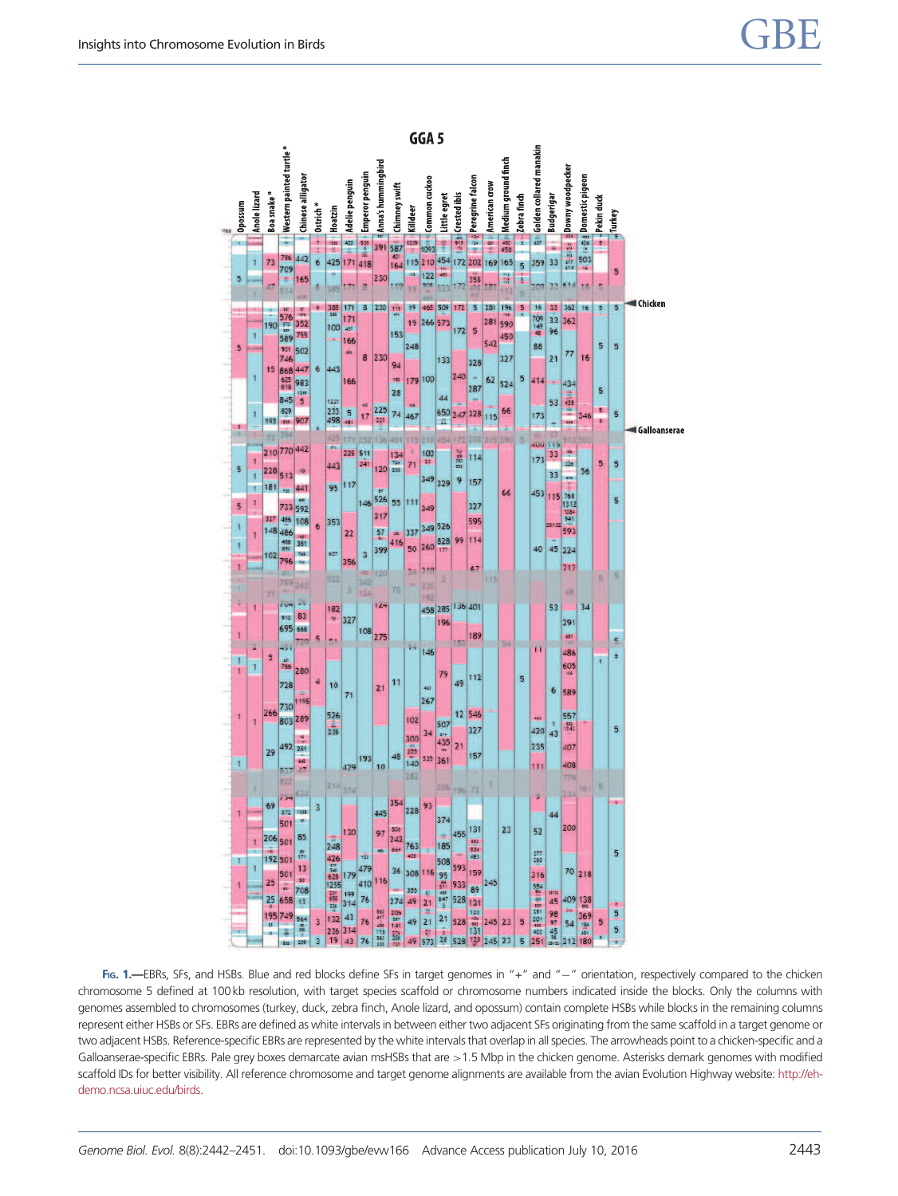FIG. 1.—EBRs, SFs, and HSBs. Blue and red blocks define SFs in target genomes in "+" and "−" orientation, respectively compared to the chicken chromosome 5 defined at 100 kb resolution, with target species scaffold or chromosome numbers indicated inside the blocks. Only the columns with genomes assembled to chromosomes (turkey, duck, zebra finch, Anole lizard, and opossum) contain complete HSBs while blocks in the remaining columns represent either HSBs or SFs. EBRs are defined as white intervals in between either two adjacent SFs originating from the same scaffold in a target genome or two adjacent HSBs. Reference-specific EBRs are represented by the white intervals that overlap in all species. The arrowheads point to a chicken-specific and a Galloanserae-specific EBRs. Pale grey boxes demarcate avian msHSBs that are >1.5 Mbp in the chicken genome. Asterisks demark genomes with modified scaffold IDs for better visibility. All reference chromosome and target genome alignments are available from the avian Evolution Highway website: http://eh-demo.ncsa.uiuc.edu/birds.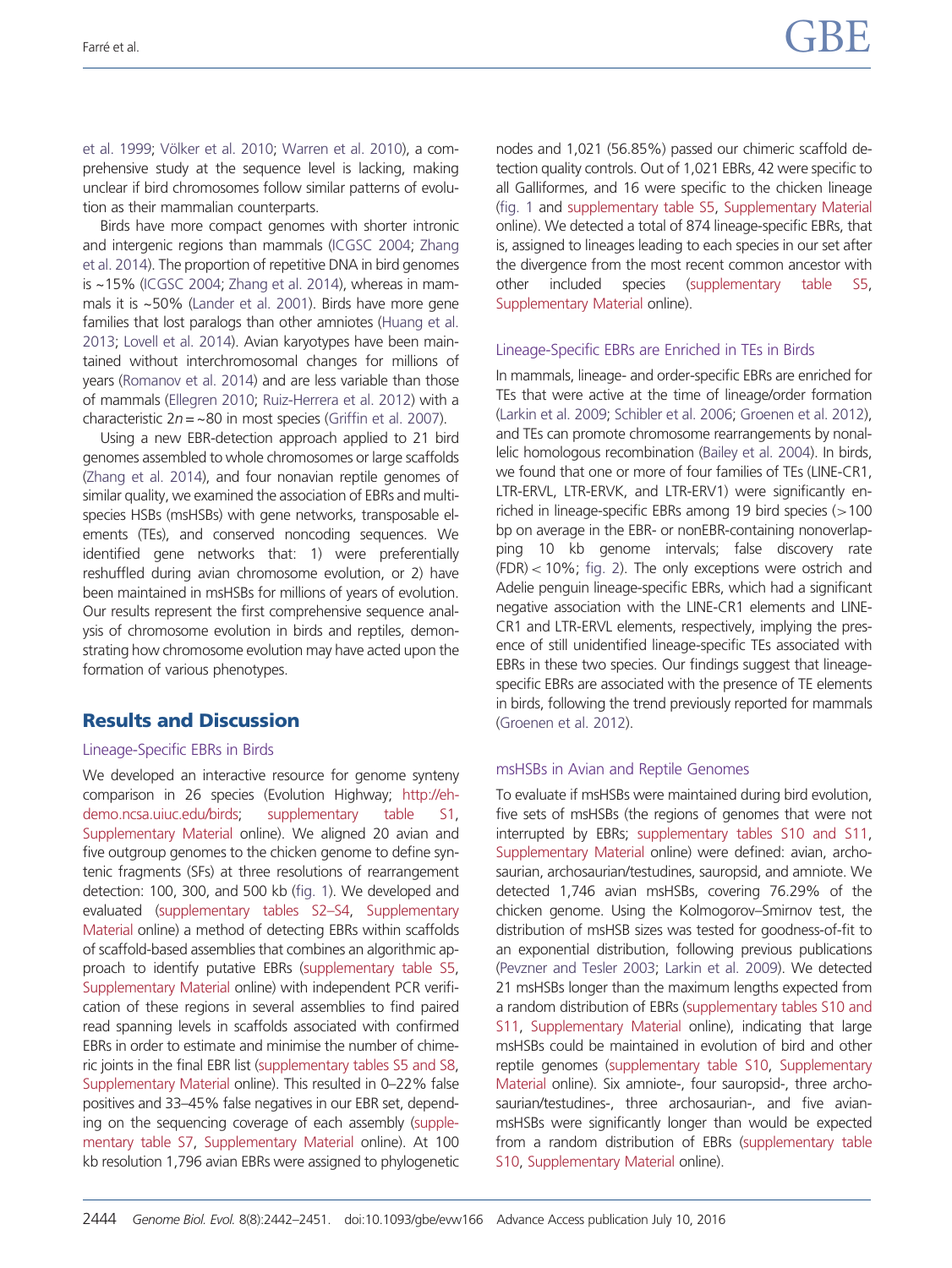et al. 1999; Völker et al. 2010; Warren et al. 2010), a comprehensive study at the sequence level is lacking, making unclear if bird chromosomes follow similar patterns of evolution as their mammalian counterparts.

Birds have more compact genomes with shorter intronic and intergenic regions than mammals (ICGSC 2004; Zhang et al. 2014). The proportion of repetitive DNA in bird genomes is ~15% (ICGSC 2004; Zhang et al. 2014), whereas in mammals it is ~50% (Lander et al. 2001). Birds have more gene families that lost paralogs than other amniotes (Huang et al. 2013; Lovell et al. 2014). Avian karyotypes have been maintained without interchromosomal changes for millions of years (Romanov et al. 2014) and are less variable than those of mammals (Ellegren 2010; Ruiz-Herrera et al. 2012) with a characteristic $2n = \sim 80$ in most species (Griffin et al. 2007).

Using a new EBR-detection approach applied to 21 bird genomes assembled to whole chromosomes or large scaffolds (Zhang et al. 2014), and four nonavian reptile genomes of similar quality, we examined the association of EBRs and multispecies HSBs (msHSBs) with gene networks, transposable elements (TEs), and conserved noncoding sequences. We identified gene networks that: 1) were preferentially reshuffled during avian chromosome evolution, or 2) have been maintained in msHSBs for millions of years of evolution. Our results represent the first comprehensive sequence analysis of chromosome evolution in birds and reptiles, demonstrating how chromosome evolution may have acted upon the formation of various phenotypes.

## Results and Discussion

### Lineage-Specific EBRs in Birds

We developed an interactive resource for genome synteny comparison in 26 species (Evolution Highway; http://eh-demo.ncsa.uiuc.edu/birds; supplementary table S1, Supplementary Material online). We aligned 20 avian and five outgroup genomes to the chicken genome to define syntenic fragments (SFs) at three resolutions of rearrangement detection: 100, 300, and 500 kb (fig. 1). We developed and evaluated (supplementary tables S2–S4, Supplementary Material online) a method of detecting EBRs within scaffolds of scaffold-based assemblies that combines an algorithmic approach to identify putative EBRs (supplementary table S5, Supplementary Material online) with independent PCR verification of these regions in several assemblies to find paired read spanning levels in scaffolds associated with confirmed EBRs in order to estimate and minimise the number of chimeric joints in the final EBR list (supplementary tables S5 and S8, Supplementary Material online). This resulted in 0–22% false positives and 33–45% false negatives in our EBR set, depending on the sequencing coverage of each assembly (supplementary table S7, Supplementary Material online). At 100 kb resolution 1,796 avian EBRs were assigned to phylogenetic nodes and 1,021 (56.85%) passed our chimeric scaffold detection quality controls. Out of 1,021 EBRs, 42 were specific to all Galliformes, and 16 were specific to the chicken lineage (fig. 1 and supplementary table S5, Supplementary Material online). We detected a total of 874 lineage-specific EBRs, that is, assigned to lineages leading to each species in our set after the divergence from the most recent common ancestor with other included species (supplementary table S5, Supplementary Material online).

### Lineage-Specific EBRs are Enriched in TEs in Birds

In mammals, lineage- and order-specific EBRs are enriched for TEs that were active at the time of lineage/order formation (Larkin et al. 2009; Schibler et al. 2006; Groenen et al. 2012), and TEs can promote chromosome rearrangements by nonallelic homologous recombination (Bailey et al. 2004). In birds, we found that one or more of four families of TEs (LINE-CR1, LTR-ERVL, LTR-ERVK, and LTR-ERV1) were significantly enriched in lineage-specific EBRs among 19 bird species (>100 bp on average in the EBR- or nonEBR-containing nonoverlapping 10 kb genome intervals; false discovery rate (FDR) < 10%; fig. 2). The only exceptions were ostrich and Adelie penguin lineage-specific EBRs, which had a significant negative association with the LINE-CR1 elements and LINE-CR1 and LTR-ERVL elements, respectively, implying the presence of still unidentified lineage-specific TEs associated with EBRs in these two species. Our findings suggest that lineage-specific EBRs are associated with the presence of TE elements in birds, following the trend previously reported for mammals (Groenen et al. 2012).

### msHSBs in Avian and Reptile Genomes

To evaluate if msHSBs were maintained during bird evolution, five sets of msHSBs (the regions of genomes that were not interrupted by EBRs; supplementary tables S10 and S11, Supplementary Material online) were defined: avian, archosaurian, archosaurian/testudines, sauropsid, and amniote. We detected 1,746 avian msHSBs, covering 76.29% of the chicken genome. Using the Kolmogorov–Smirnov test, the distribution of msHSB sizes was tested for goodness-of-fit to an exponential distribution, following previous publications (Pevzner and Tesler 2003; Larkin et al. 2009). We detected 21 msHSBs longer than the maximum lengths expected from a random distribution of EBRs (supplementary tables S10 and S11, Supplementary Material online), indicating that large msHSBs could be maintained in evolution of bird and other reptile genomes (supplementary table S10, Supplementary Material online). Six amniote-, four sauropsid-, three archosaurian/testudines-, three archosaurian-, and five avian-msHSBs were significantly longer than would be expected from a random distribution of EBRs (supplementary table S10, Supplementary Material online).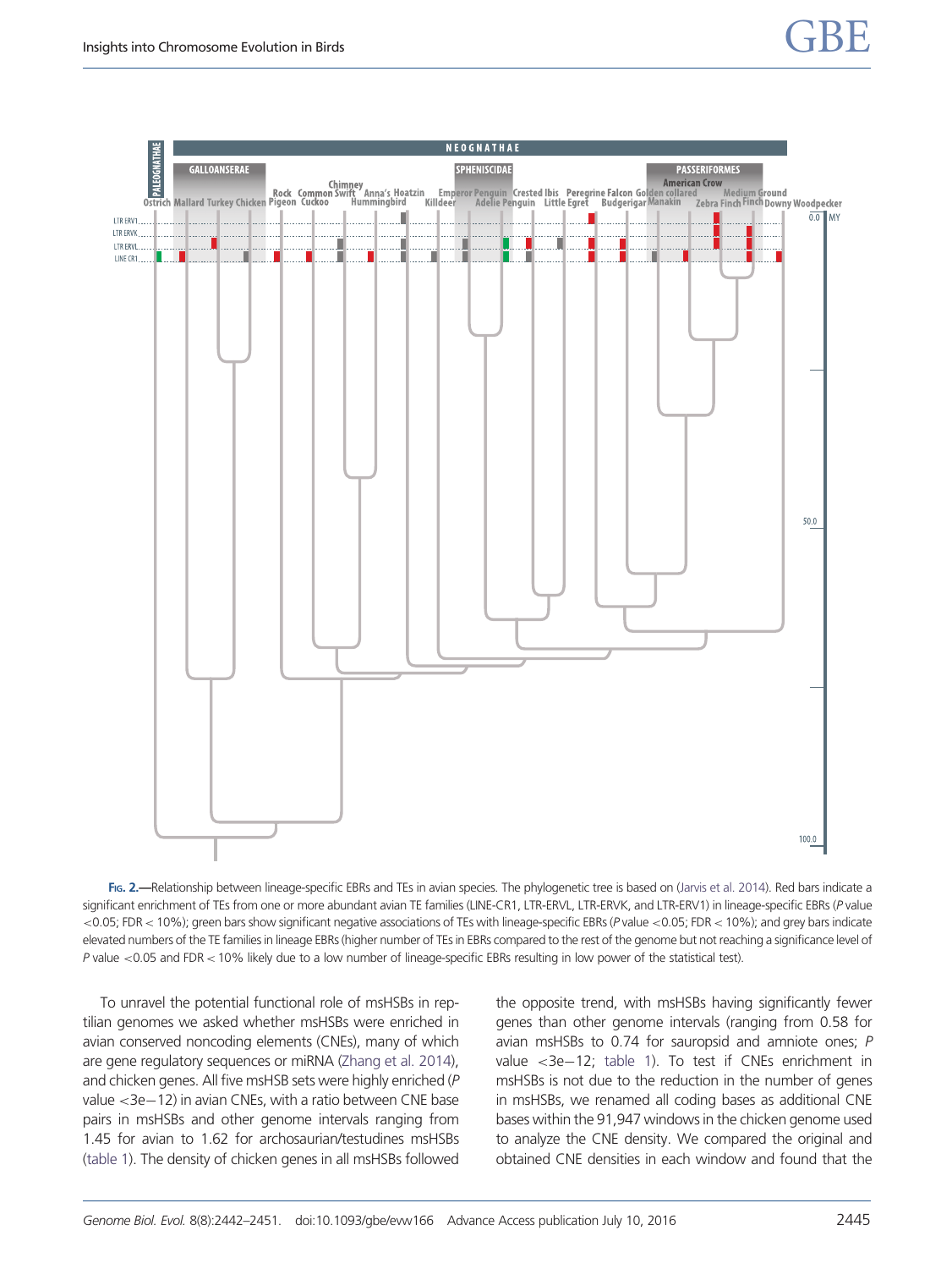FIG. 2.—Relationship between lineage-specific EBRs and TEs in avian species. The phylogenetic tree is based on (Jarvis et al. 2014). Red bars indicate a significant enrichment of TEs from one or more abundant avian TE families (LINE-CR1, LTR-ERVL, LTR-ERVK, and LTR-ERV1) in lineage-specific EBRs ($P$ value $<0.05$; FDR $< 10\%$); green bars show significant negative associations of TEs with lineage-specific EBRs ($P$ value $<0.05$; FDR $< 10\%$); and grey bars indicate elevated numbers of the TE families in lineage EBRs (higher number of TEs in EBRs compared to the rest of the genome but not reaching a significance level of $P$ value $<0.05$ and FDR $< 10\%$ likely due to a low number of lineage-specific EBRs resulting in low power of the statistical test).

To unravel the potential functional role of msHSBs in reptilian genomes we asked whether msHSBs were enriched in avian conserved noncoding elements (CNEs), many of which are gene regulatory sequences or miRNA (Zhang et al. 2014), and chicken genes. All five msHSB sets were highly enriched ($P$ value $<$3e−12) in avian CNEs, with a ratio between CNE base pairs in msHSBs and other genome intervals ranging from 1.45 for avian to 1.62 for archosaurian/testudines msHSBs (table 1). The density of chicken genes in all msHSBs followed the opposite trend, with msHSBs having significantly fewer genes than other genome intervals (ranging from 0.58 for avian msHSBs to 0.74 for sauropsid and amniote ones; $P$ value $<$3e−12; table 1). To test if CNEs enrichment in msHSBs is not due to the reduction in the number of genes in msHSBs, we renamed all coding bases as additional CNE bases within the 91,947 windows in the chicken genome used to analyze the CNE density. We compared the original and obtained CNE densities in each window and found that the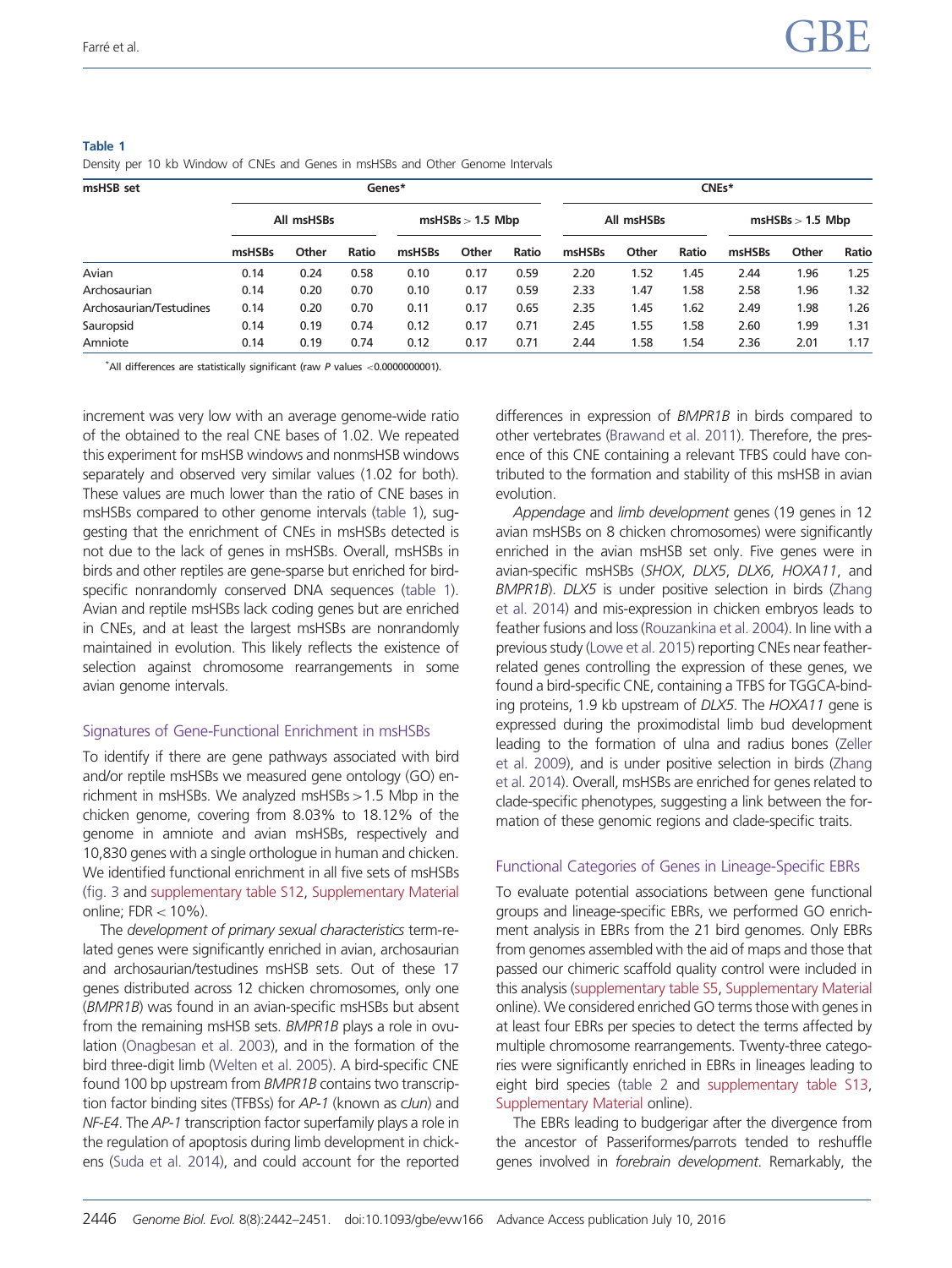**Table 1**
Density per 10 kb Window of CNEs and Genes in msHSBs and Other Genome Intervals

| msHSB set | Genes* | | | | | | CNEs* | | | | | |
|---|---|---|---|---|---|---|---|---|---|---|---|---|
| | All msHSBs | | | msHSBs > 1.5 Mbp | | | All msHSBs | | | msHSBs > 1.5 Mbp | | |
| | msHSBs | Other | Ratio | msHSBs | Other | Ratio | msHSBs | Other | Ratio | msHSBs | Other | Ratio |
| Avian | 0.14 | 0.24 | 0.58 | 0.10 | 0.17 | 0.59 | 2.20 | 1.52 | 1.45 | 2.44 | 1.96 | 1.25 |
| Archosaurian | 0.14 | 0.20 | 0.70 | 0.10 | 0.17 | 0.59 | 2.33 | 1.47 | 1.58 | 2.58 | 1.96 | 1.32 |
| Archosaurian/Testudines | 0.14 | 0.20 | 0.70 | 0.11 | 0.17 | 0.65 | 2.35 | 1.45 | 1.62 | 2.49 | 1.98 | 1.26 |
| Sauropsid | 0.14 | 0.19 | 0.74 | 0.12 | 0.17 | 0.71 | 2.45 | 1.55 | 1.58 | 2.60 | 1.99 | 1.31 |
| Amniote | 0.14 | 0.19 | 0.74 | 0.12 | 0.17 | 0.71 | 2.44 | 1.58 | 1.54 | 2.36 | 2.01 | 1.17 |

*All differences are statistically significant (raw $P$ values $<0.0000000001$).

increment was very low with an average genome-wide ratio of the obtained to the real CNE bases of 1.02. We repeated this experiment for msHSB windows and nonmsHSB windows separately and observed very similar values (1.02 for both). These values are much lower than the ratio of CNE bases in msHSBs compared to other genome intervals (table 1), suggesting that the enrichment of CNEs in msHSBs detected is not due to the lack of genes in msHSBs. Overall, msHSBs in birds and other reptiles are gene-sparse but enriched for bird-specific nonrandomly conserved DNA sequences (table 1). Avian and reptile msHSBs lack coding genes but are enriched in CNEs, and at least the largest msHSBs are nonrandomly maintained in evolution. This likely reflects the existence of selection against chromosome rearrangements in some avian genome intervals.

### Signatures of Gene-Functional Enrichment in msHSBs

To identify if there are gene pathways associated with bird and/or reptile msHSBs we measured gene ontology (GO) enrichment in msHSBs. We analyzed msHSBs > 1.5 Mbp in the chicken genome, covering from 8.03% to 18.12% of the genome in amniote and avian msHSBs, respectively and 10,830 genes with a single orthologue in human and chicken. We identified functional enrichment in all five sets of msHSBs (fig. 3 and supplementary table S12, Supplementary Material online; FDR < 10%).

The *development of primary sexual characteristics* term-related genes were significantly enriched in avian, archosaurian and archosaurian/testudines msHSB sets. Out of these 17 genes distributed across 12 chicken chromosomes, only one (*BMPR1B*) was found in an avian-specific msHSBs but absent from the remaining msHSB sets. *BMPR1B* plays a role in ovulation (Onagbesan et al. 2003), and in the formation of the bird three-digit limb (Welten et al. 2005). A bird-specific CNE found 100 bp upstream from *BMPR1B* contains two transcription factor binding sites (TFBSs) for *AP-1* (known as *cJun*) and *NF-E4*. The *AP-1* transcription factor superfamily plays a role in the regulation of apoptosis during limb development in chickens (Suda et al. 2014), and could account for the reported differences in expression of *BMPR1B* in birds compared to other vertebrates (Brawand et al. 2011). Therefore, the presence of this CNE containing a relevant TFBS could have contributed to the formation and stability of this msHSB in avian evolution.

*Appendage* and *limb development* genes (19 genes in 12 avian msHSBs on 8 chicken chromosomes) were significantly enriched in the avian msHSB set only. Five genes were in avian-specific msHSBs (*SHOX*, *DLX5*, *DLX6*, *HOXA11*, and *BMPR1B*). *DLX5* is under positive selection in birds (Zhang et al. 2014) and mis-expression in chicken embryos leads to feather fusions and loss (Rouzankina et al. 2004). In line with a previous study (Lowe et al. 2015) reporting CNEs near feather-related genes controlling the expression of these genes, we found a bird-specific CNE, containing a TFBS for TGGCA-binding proteins, 1.9 kb upstream of *DLX5*. The *HOXA11* gene is expressed during the proximodistal limb bud development leading to the formation of ulna and radius bones (Zeller et al. 2009), and is under positive selection in birds (Zhang et al. 2014). Overall, msHSBs are enriched for genes related to clade-specific phenotypes, suggesting a link between the formation of these genomic regions and clade-specific traits.

### Functional Categories of Genes in Lineage-Specific EBRs

To evaluate potential associations between gene functional groups and lineage-specific EBRs, we performed GO enrichment analysis in EBRs from the 21 bird genomes. Only EBRs from genomes assembled with the aid of maps and those that passed our chimeric scaffold quality control were included in this analysis (supplementary table S5, Supplementary Material online). We considered enriched GO terms those with genes in at least four EBRs per species to detect the terms affected by multiple chromosome rearrangements. Twenty-three categories were significantly enriched in EBRs in lineages leading to eight bird species (table 2 and supplementary table S13, Supplementary Material online).

The EBRs leading to budgerigar after the divergence from the ancestor of Passeriformes/parrots tended to reshuffle genes involved in *forebrain development*. Remarkably, the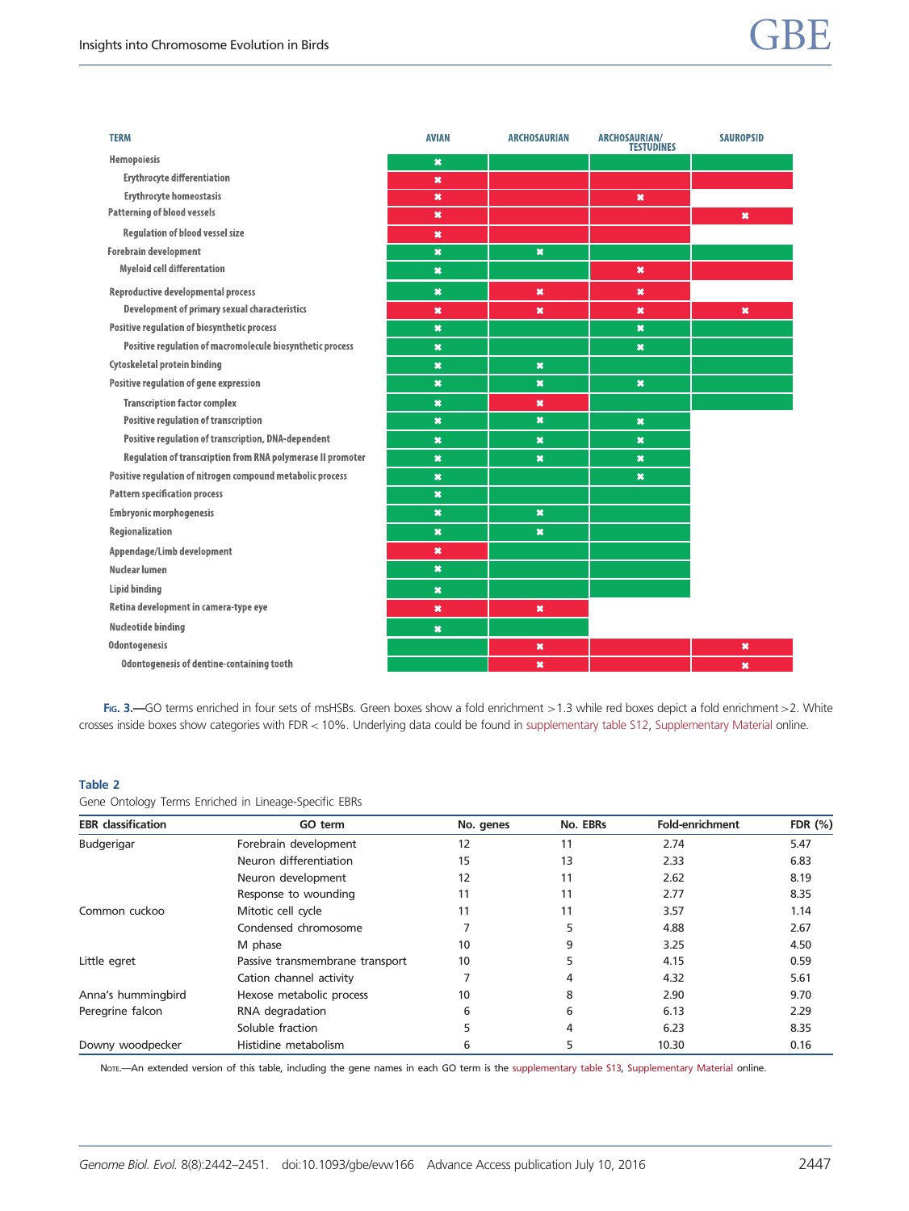| TERM | AVIAN | ARCHOSAURIAN | ARCHOSAURIAN/ TESTUDINES | SAUROPSID |
|---|---|---|---|---|
| Hemopoiesis | Green ✖ | Green | Green | Green |
| Erythrocyte differentiation | Red ✖ | Red | Red | Red |
| Erythrocyte homeostasis | Red ✖ | Red | Red ✖ | |
| Patterning of blood vessels | Red ✖ | Red | Red | Red ✖ |
| Regulation of blood vessel size | Red ✖ | Red | Red | |
| Forebrain development | Green ✖ | Green ✖ | Green | Green |
| Myeloid cell differentiation | Green ✖ | Green | Red ✖ | Red |
| Reproductive developmental process | Green ✖ | Red ✖ | Red ✖ | |
| Development of primary sexual characteristics | Red ✖ | Red ✖ | Red ✖ | Red ✖ |
| Positive regulation of biosynthetic process | Green ✖ | Green | Green ✖ | Green |
| Positive regulation of macromolecule biosynthetic process | Green ✖ | Green | Green ✖ | Green |
| Cytoskeletal protein binding | Green ✖ | Green ✖ | Green | Green |
| Positive regulation of gene expression | Green ✖ | Green ✖ | Green ✖ | Green |
| Transcription factor complex | Green ✖ | Red ✖ | Green | Green |
| Positive regulation of transcription | Green ✖ | Green ✖ | Green ✖ | |
| Positive regulation of transcription, DNA-dependent | Green ✖ | Green ✖ | Green ✖ | |
| Regulation of transcription from RNA polymerase II promoter | Green ✖ | Green ✖ | Green ✖ | |
| Positive regulation of nitrogen compound metabolic process | Green ✖ | Green | Green ✖ | |
| Pattern specification process | Green ✖ | Green | Green | |
| Embryonic morphogenesis | Green ✖ | Green ✖ | Green | |
| Regionalization | Green ✖ | Green ✖ | Green | |
| Appendage/Limb development | Red ✖ | Green | Green | |
| Nuclear lumen | Green ✖ | Green | Green | |
| Lipid binding | Green ✖ | Green | Green | |
| Retina development in camera-type eye | Red ✖ | Red ✖ | | |
| Nucleotide binding | Green ✖ | Green | | |
| Odontogenesis | Green | Red ✖ | Red | Red ✖ |
| Odontogenesis of dentine-containing tooth | Green | Red ✖ | Red | Red ✖ |

**Fig. 3.**—GO terms enriched in four sets of msHSBs. Green boxes show a fold enrichment >1.3 while red boxes depict a fold enrichment >2. White crosses inside boxes show categories with FDR < 10%. Underlying data could be found in supplementary table S12, Supplementary Material online.

**Table 2**

Gene Ontology Terms Enriched in Lineage-Specific EBRs

| EBR classification | GO term | No. genes | No. EBRs | Fold-enrichment | FDR (%) |
|---|---|---|---|---|---|
| Budgerigar | Forebrain development | 12 | 11 | 2.74 | 5.47 |
| | Neuron differentiation | 15 | 13 | 2.33 | 6.83 |
| | Neuron development | 12 | 11 | 2.62 | 8.19 |
| | Response to wounding | 11 | 11 | 2.77 | 8.35 |
| Common cuckoo | Mitotic cell cycle | 11 | 11 | 3.57 | 1.14 |
| | Condensed chromosome | 7 | 5 | 4.88 | 2.67 |
| | M phase | 10 | 9 | 3.25 | 4.50 |
| Little egret | Passive transmembrane transport | 10 | 5 | 4.15 | 0.59 |
| | Cation channel activity | 7 | 4 | 4.32 | 5.61 |
| Anna's hummingbird | Hexose metabolic process | 10 | 8 | 2.90 | 9.70 |
| Peregrine falcon | RNA degradation | 6 | 6 | 6.13 | 2.29 |
| | Soluble fraction | 5 | 4 | 6.23 | 8.35 |
| Downy woodpecker | Histidine metabolism | 6 | 5 | 10.30 | 0.16 |

Note.—An extended version of this table, including the gene names in each GO term is the supplementary table S13, Supplementary Material online.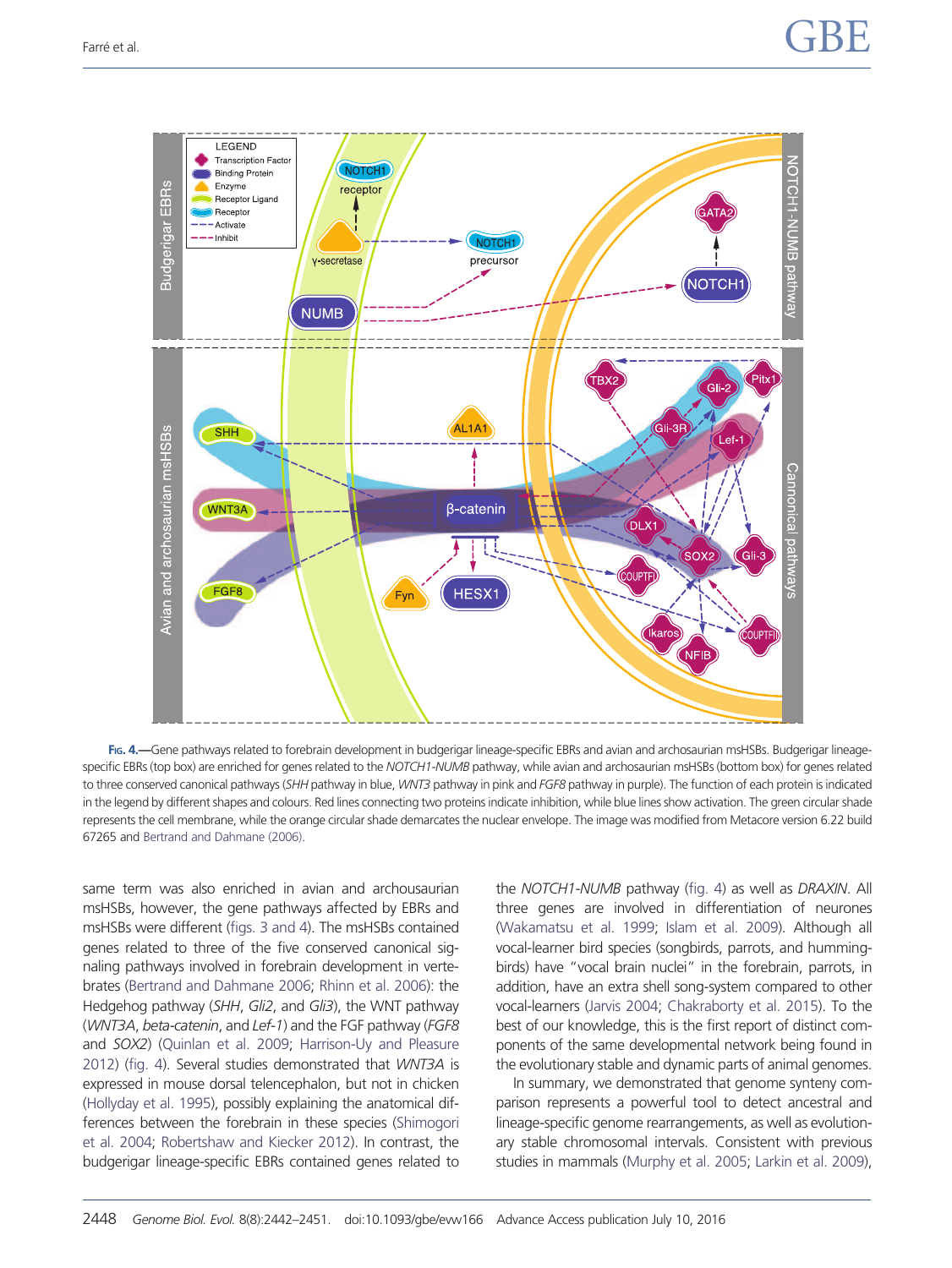Fig. 4.—Gene pathways related to forebrain development in budgerigar lineage-specific EBRs and avian and archosaurian msHSBs. Budgerigar lineage-specific EBRs (top box) are enriched for genes related to the *NOTCH1-NUMB* pathway, while avian and archosaurian msHSBs (bottom box) for genes related to three conserved canonical pathways (*SHH* pathway in blue, *WNT3* pathway in pink and *FGF8* pathway in purple). The function of each protein is indicated in the legend by different shapes and colours. Red lines connecting two proteins indicate inhibition, while blue lines show activation. The green circular shade represents the cell membrane, while the orange circular shade demarcates the nuclear envelope. The image was modified from Metacore version 6.22 build 67265 and Bertrand and Dahmane (2006).

same term was also enriched in avian and archousaurian msHSBs, however, the gene pathways affected by EBRs and msHSBs were different (figs. 3 and 4). The msHSBs contained genes related to three of the five conserved canonical signaling pathways involved in forebrain development in vertebrates (Bertrand and Dahmane 2006; Rhinn et al. 2006): the Hedgehog pathway (*SHH*, *Gli2*, and *Gli3*), the WNT pathway (*WNT3A*, *beta-catenin*, and *Lef-1*) and the FGF pathway (*FGF8* and *SOX2*) (Quinlan et al. 2009; Harrison-Uy and Pleasure 2012) (fig. 4). Several studies demonstrated that *WNT3A* is expressed in mouse dorsal telencephalon, but not in chicken (Hollyday et al. 1995), possibly explaining the anatomical differences between the forebrain in these species (Shimogori et al. 2004; Robertshaw and Kiecker 2012). In contrast, the budgerigar lineage-specific EBRs contained genes related to the *NOTCH1-NUMB* pathway (fig. 4) as well as *DRAXIN*. All three genes are involved in differentiation of neurones (Wakamatsu et al. 1999; Islam et al. 2009). Although all vocal-learner bird species (songbirds, parrots, and hummingbirds) have "vocal brain nuclei" in the forebrain, parrots, in addition, have an extra shell song-system compared to other vocal-learners (Jarvis 2004; Chakraborty et al. 2015). To the best of our knowledge, this is the first report of distinct components of the same developmental network being found in the evolutionary stable and dynamic parts of animal genomes.

In summary, we demonstrated that genome synteny comparison represents a powerful tool to detect ancestral and lineage-specific genome rearrangements, as well as evolutionary stable chromosomal intervals. Consistent with previous studies in mammals (Murphy et al. 2005; Larkin et al. 2009),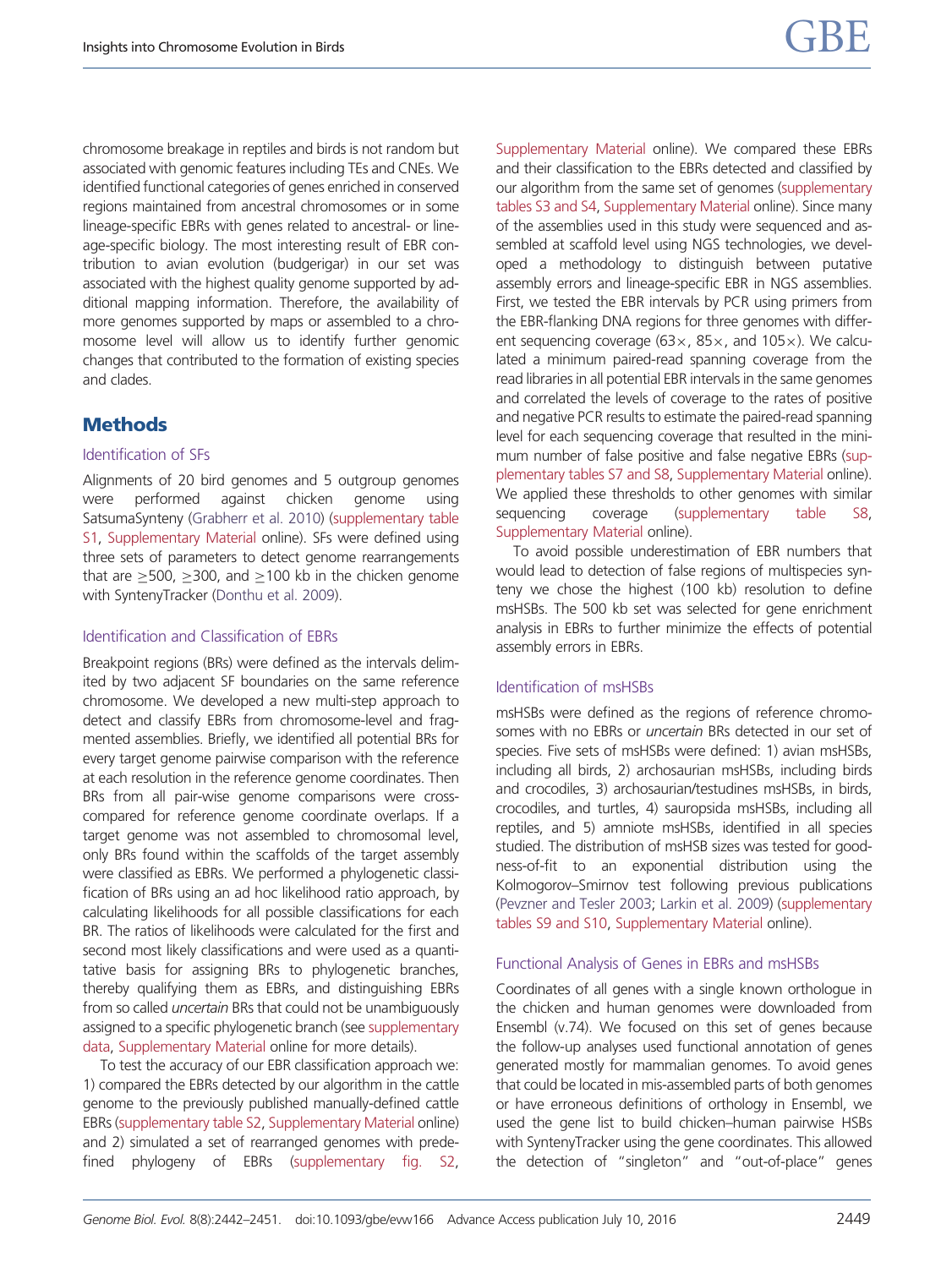chromosome breakage in reptiles and birds is not random but associated with genomic features including TEs and CNEs. We identified functional categories of genes enriched in conserved regions maintained from ancestral chromosomes or in some lineage-specific EBRs with genes related to ancestral- or lineage-specific biology. The most interesting result of EBR contribution to avian evolution (budgerigar) in our set was associated with the highest quality genome supported by additional mapping information. Therefore, the availability of more genomes supported by maps or assembled to a chromosome level will allow us to identify further genomic changes that contributed to the formation of existing species and clades.

## Methods

### Identification of SFs

Alignments of 20 bird genomes and 5 outgroup genomes were performed against chicken genome using SatsumaSynteny (Grabherr et al. 2010) (supplementary table S1, Supplementary Material online). SFs were defined using three sets of parameters to detect genome rearrangements that are $\geq$500, $\geq$300, and $\geq$100 kb in the chicken genome with SyntenyTracker (Donthu et al. 2009).

### Identification and Classification of EBRs

Breakpoint regions (BRs) were defined as the intervals delimited by two adjacent SF boundaries on the same reference chromosome. We developed a new multi-step approach to detect and classify EBRs from chromosome-level and fragmented assemblies. Briefly, we identified all potential BRs for every target genome pairwise comparison with the reference at each resolution in the reference genome coordinates. Then BRs from all pair-wise genome comparisons were cross-compared for reference genome coordinate overlaps. If a target genome was not assembled to chromosomal level, only BRs found within the scaffolds of the target assembly were classified as EBRs. We performed a phylogenetic classification of BRs using an ad hoc likelihood ratio approach, by calculating likelihoods for all possible classifications for each BR. The ratios of likelihoods were calculated for the first and second most likely classifications and were used as a quantitative basis for assigning BRs to phylogenetic branches, thereby qualifying them as EBRs, and distinguishing EBRs from so called *uncertain* BRs that could not be unambiguously assigned to a specific phylogenetic branch (see supplementary data, Supplementary Material online for more details).

To test the accuracy of our EBR classification approach we: 1) compared the EBRs detected by our algorithm in the cattle genome to the previously published manually-defined cattle EBRs (supplementary table S2, Supplementary Material online) and 2) simulated a set of rearranged genomes with predefined phylogeny of EBRs (supplementary fig. S2, Supplementary Material online). We compared these EBRs and their classification to the EBRs detected and classified by our algorithm from the same set of genomes (supplementary tables S3 and S4, Supplementary Material online). Since many of the assemblies used in this study were sequenced and assembled at scaffold level using NGS technologies, we developed a methodology to distinguish between putative assembly errors and lineage-specific EBR in NGS assemblies. First, we tested the EBR intervals by PCR using primers from the EBR-flanking DNA regions for three genomes with different sequencing coverage (63×, 85×, and 105×). We calculated a minimum paired-read spanning coverage from the read libraries in all potential EBR intervals in the same genomes and correlated the levels of coverage to the rates of positive and negative PCR results to estimate the paired-read spanning level for each sequencing coverage that resulted in the minimum number of false positive and false negative EBRs (supplementary tables S7 and S8, Supplementary Material online). We applied these thresholds to other genomes with similar sequencing coverage (supplementary table S8, Supplementary Material online).

To avoid possible underestimation of EBR numbers that would lead to detection of false regions of multispecies synteny we chose the highest (100 kb) resolution to define msHSBs. The 500 kb set was selected for gene enrichment analysis in EBRs to further minimize the effects of potential assembly errors in EBRs.

### Identification of msHSBs

msHSBs were defined as the regions of reference chromosomes with no EBRs or *uncertain* BRs detected in our set of species. Five sets of msHSBs were defined: 1) avian msHSBs, including all birds, 2) archosaurian msHSBs, including birds and crocodiles, 3) archosaurian/testudines msHSBs, in birds, crocodiles, and turtles, 4) sauropsida msHSBs, including all reptiles, and 5) amniote msHSBs, identified in all species studied. The distribution of msHSB sizes was tested for goodness-of-fit to an exponential distribution using the Kolmogorov–Smirnov test following previous publications (Pevzner and Tesler 2003; Larkin et al. 2009) (supplementary tables S9 and S10, Supplementary Material online).

### Functional Analysis of Genes in EBRs and msHSBs

Coordinates of all genes with a single known orthologue in the chicken and human genomes were downloaded from Ensembl (v.74). We focused on this set of genes because the follow-up analyses used functional annotation of genes generated mostly for mammalian genomes. To avoid genes that could be located in mis-assembled parts of both genomes or have erroneous definitions of orthology in Ensembl, we used the gene list to build chicken–human pairwise HSBs with SyntenyTracker using the gene coordinates. This allowed the detection of "singleton" and "out-of-place" genes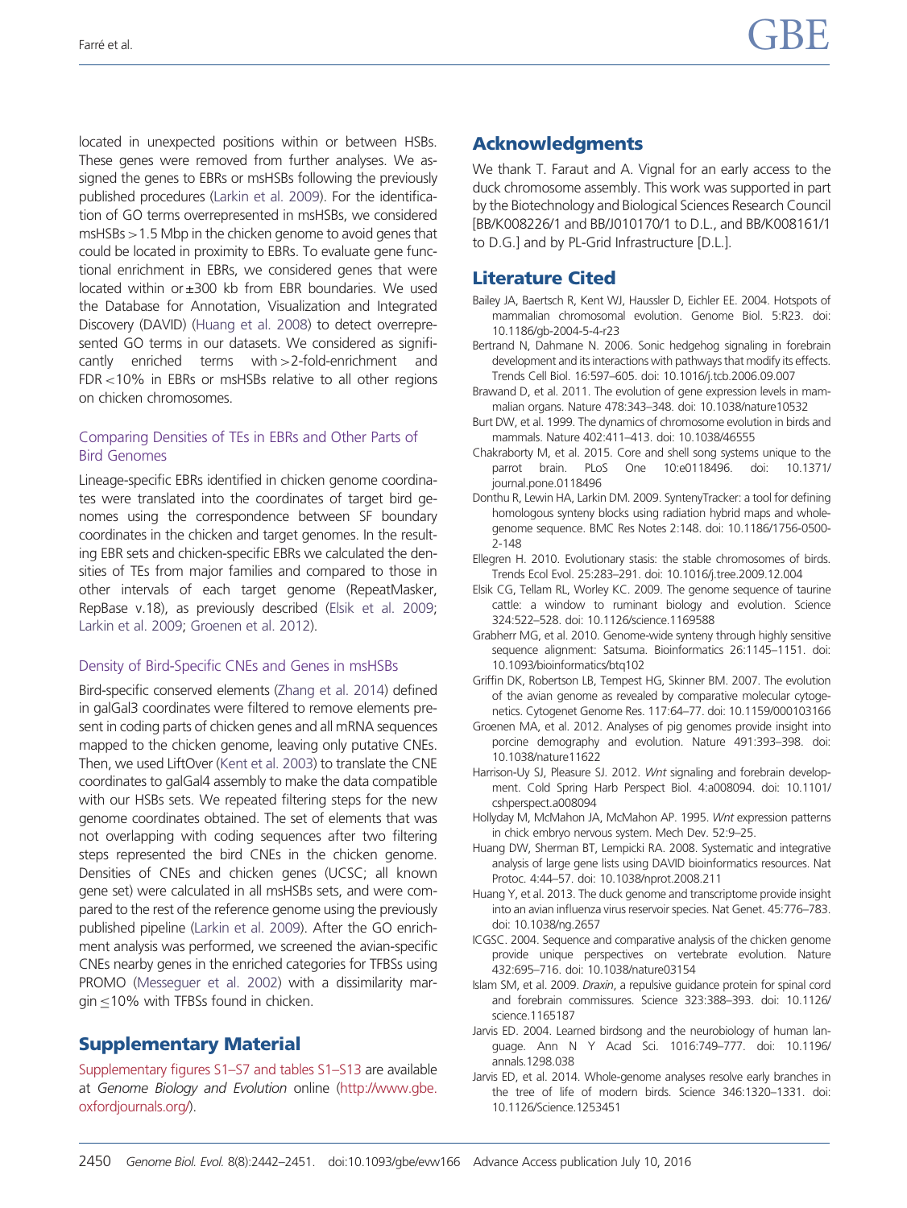located in unexpected positions within or between HSBs. These genes were removed from further analyses. We assigned the genes to EBRs or msHSBs following the previously published procedures (Larkin et al. 2009). For the identification of GO terms overrepresented in msHSBs, we considered msHSBs >1.5 Mbp in the chicken genome to avoid genes that could be located in proximity to EBRs. To evaluate gene functional enrichment in EBRs, we considered genes that were located within or ±300 kb from EBR boundaries. We used the Database for Annotation, Visualization and Integrated Discovery (DAVID) (Huang et al. 2008) to detect overrepresented GO terms in our datasets. We considered as significantly enriched terms with >2-fold-enrichment and FDR <10% in EBRs or msHSBs relative to all other regions on chicken chromosomes.

### Comparing Densities of TEs in EBRs and Other Parts of Bird Genomes

Lineage-specific EBRs identified in chicken genome coordinates were translated into the coordinates of target bird genomes using the correspondence between SF boundary coordinates in the chicken and target genomes. In the resulting EBR sets and chicken-specific EBRs we calculated the densities of TEs from major families and compared to those in other intervals of each target genome (RepeatMasker, RepBase v.18), as previously described (Elsik et al. 2009; Larkin et al. 2009; Groenen et al. 2012).

### Density of Bird-Specific CNEs and Genes in msHSBs

Bird-specific conserved elements (Zhang et al. 2014) defined in galGal3 coordinates were filtered to remove elements present in coding parts of chicken genes and all mRNA sequences mapped to the chicken genome, leaving only putative CNEs. Then, we used LiftOver (Kent et al. 2003) to translate the CNE coordinates to galGal4 assembly to make the data compatible with our HSBs sets. We repeated filtering steps for the new genome coordinates obtained. The set of elements that was not overlapping with coding sequences after two filtering steps represented the bird CNEs in the chicken genome. Densities of CNEs and chicken genes (UCSC; all known gene set) were calculated in all msHSBs sets, and were compared to the rest of the reference genome using the previously published pipeline (Larkin et al. 2009). After the GO enrichment analysis was performed, we screened the avian-specific CNEs nearby genes in the enriched categories for TFBSs using PROMO (Messeguer et al. 2002) with a dissimilarity margin ≤10% with TFBSs found in chicken.

## Supplementary Material

Supplementary figures S1–S7 and tables S1–S13 are available at *Genome Biology and Evolution* online (http://www.gbe.oxfordjournals.org/).

## Acknowledgments

We thank T. Faraut and A. Vignal for an early access to the duck chromosome assembly. This work was supported in part by the Biotechnology and Biological Sciences Research Council [BB/K008226/1 and BB/J010170/1 to D.L., and BB/K008161/1 to D.G.] and by PL-Grid Infrastructure [D.L.].

## Literature Cited

Bailey JA, Baertsch R, Kent WJ, Haussler D, Eichler EE. 2004. Hotspots of mammalian chromosomal evolution. Genome Biol. 5:R23. doi: 10.1186/gb-2004-5-4-r23

Bertrand N, Dahmane N. 2006. Sonic hedgehog signaling in forebrain development and its interactions with pathways that modify its effects. Trends Cell Biol. 16:597–605. doi: 10.1016/j.tcb.2006.09.007

Brawand D, et al. 2011. The evolution of gene expression levels in mammalian organs. Nature 478:343–348. doi: 10.1038/nature10532

Burt DW, et al. 1999. The dynamics of chromosome evolution in birds and mammals. Nature 402:411–413. doi: 10.1038/46555

Chakraborty M, et al. 2015. Core and shell song systems unique to the parrot brain. PLoS One 10:e0118496. doi: 10.1371/journal.pone.0118496

Donthu R, Lewin HA, Larkin DM. 2009. SyntenyTracker: a tool for defining homologous synteny blocks using radiation hybrid maps and whole-genome sequence. BMC Res Notes 2:148. doi: 10.1186/1756-0500-2-148

Ellegren H. 2010. Evolutionary stasis: the stable chromosomes of birds. Trends Ecol Evol. 25:283–291. doi: 10.1016/j.tree.2009.12.004

Elsik CG, Tellam RL, Worley KC. 2009. The genome sequence of taurine cattle: a window to ruminant biology and evolution. Science 324:522–528. doi: 10.1126/science.1169588

Grabherr MG, et al. 2010. Genome-wide synteny through highly sensitive sequence alignment: Satsuma. Bioinformatics 26:1145–1151. doi: 10.1093/bioinformatics/btq102

Griffin DK, Robertson LB, Tempest HG, Skinner BM. 2007. The evolution of the avian genome as revealed by comparative molecular cytogenetics. Cytogenet Genome Res. 117:64–77. doi: 10.1159/000103166

Groenen MA, et al. 2012. Analyses of pig genomes provide insight into porcine demography and evolution. Nature 491:393–398. doi: 10.1038/nature11622

Harrison-Uy SJ, Pleasure SJ. 2012. *Wnt* signaling and forebrain development. Cold Spring Harb Perspect Biol. 4:a008094. doi: 10.1101/cshperspect.a008094

Hollyday M, McMahon JA, McMahon AP. 1995. *Wnt* expression patterns in chick embryo nervous system. Mech Dev. 52:9–25.

Huang DW, Sherman BT, Lempicki RA. 2008. Systematic and integrative analysis of large gene lists using DAVID bioinformatics resources. Nat Protoc. 4:44–57. doi: 10.1038/nprot.2008.211

Huang Y, et al. 2013. The duck genome and transcriptome provide insight into an avian influenza virus reservoir species. Nat Genet. 45:776–783. doi: 10.1038/ng.2657

ICGSC. 2004. Sequence and comparative analysis of the chicken genome provide unique perspectives on vertebrate evolution. Nature 432:695–716. doi: 10.1038/nature03154

Islam SM, et al. 2009. *Draxin*, a repulsive guidance protein for spinal cord and forebrain commissures. Science 323:388–393. doi: 10.1126/science.1165187

Jarvis ED. 2004. Learned birdsong and the neurobiology of human language. Ann N Y Acad Sci. 1016:749–777. doi: 10.1196/annals.1298.038

Jarvis ED, et al. 2014. Whole-genome analyses resolve early branches in the tree of life of modern birds. Science 346:1320–1331. doi: 10.1126/Science.1253451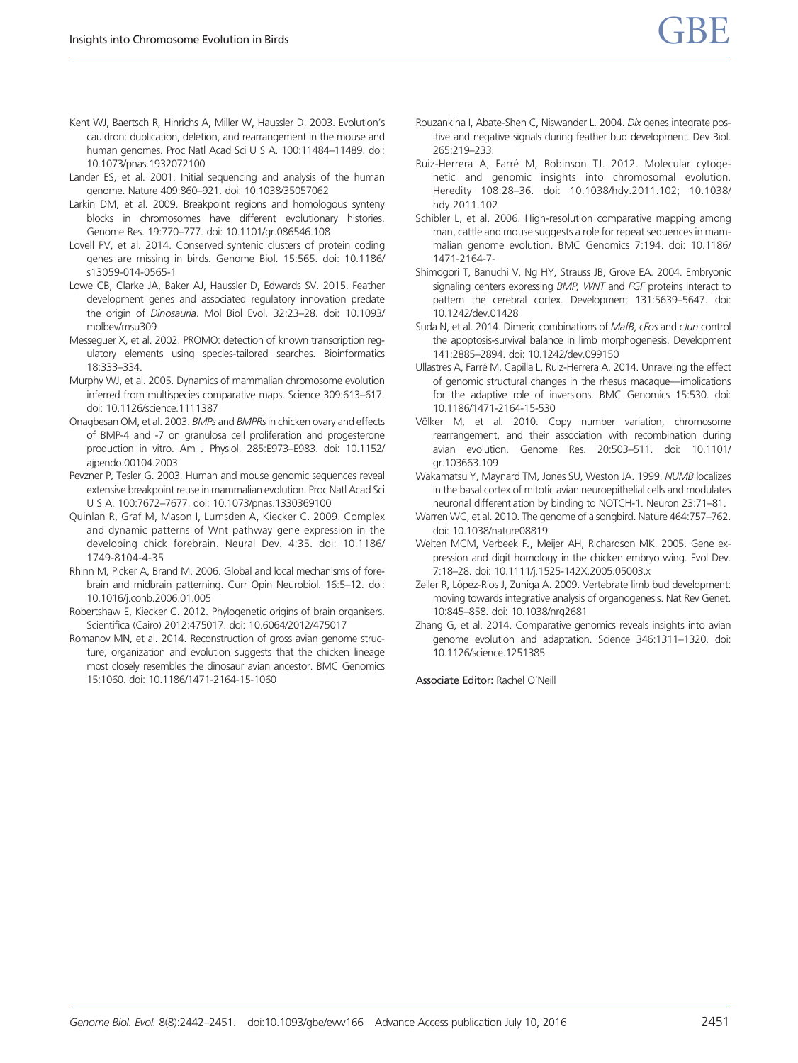Kent WJ, Baertsch R, Hinrichs A, Miller W, Haussler D. 2003. Evolution's cauldron: duplication, deletion, and rearrangement in the mouse and human genomes. Proc Natl Acad Sci U S A. 100:11484–11489. doi: 10.1073/pnas.1932072100

Lander ES, et al. 2001. Initial sequencing and analysis of the human genome. Nature 409:860–921. doi: 10.1038/35057062

Larkin DM, et al. 2009. Breakpoint regions and homologous synteny blocks in chromosomes have different evolutionary histories. Genome Res. 19:770–777. doi: 10.1101/gr.086546.108

Lovell PV, et al. 2014. Conserved syntenic clusters of protein coding genes are missing in birds. Genome Biol. 15:565. doi: 10.1186/s13059-014-0565-1

Lowe CB, Clarke JA, Baker AJ, Haussler D, Edwards SV. 2015. Feather development genes and associated regulatory innovation predate the origin of *Dinosauria*. Mol Biol Evol. 32:23–28. doi: 10.1093/molbev/msu309

Messeguer X, et al. 2002. PROMO: detection of known transcription regulatory elements using species-tailored searches. Bioinformatics 18:333–334.

Murphy WJ, et al. 2005. Dynamics of mammalian chromosome evolution inferred from multispecies comparative maps. Science 309:613–617. doi: 10.1126/science.1111387

Onagbesan OM, et al. 2003. *BMPs* and *BMPRs* in chicken ovary and effects of BMP-4 and -7 on granulosa cell proliferation and progesterone production in vitro. Am J Physiol. 285:E973–E983. doi: 10.1152/ajpendo.00104.2003

Pevzner P, Tesler G. 2003. Human and mouse genomic sequences reveal extensive breakpoint reuse in mammalian evolution. Proc Natl Acad Sci U S A. 100:7672–7677. doi: 10.1073/pnas.1330369100

Quinlan R, Graf M, Mason I, Lumsden A, Kiecker C. 2009. Complex and dynamic patterns of Wnt pathway gene expression in the developing chick forebrain. Neural Dev. 4:35. doi: 10.1186/1749-8104-4-35

Rhinn M, Picker A, Brand M. 2006. Global and local mechanisms of forebrain and midbrain patterning. Curr Opin Neurobiol. 16:5–12. doi: 10.1016/j.conb.2006.01.005

Robertshaw E, Kiecker C. 2012. Phylogenetic origins of brain organisers. Scientifica (Cairo) 2012:475017. doi: 10.6064/2012/475017

Romanov MN, et al. 2014. Reconstruction of gross avian genome structure, organization and evolution suggests that the chicken lineage most closely resembles the dinosaur avian ancestor. BMC Genomics 15:1060. doi: 10.1186/1471-2164-15-1060

Rouzankina I, Abate-Shen C, Niswander L. 2004. *Dlx* genes integrate positive and negative signals during feather bud development. Dev Biol. 265:219–233.

Ruiz-Herrera A, Farré M, Robinson TJ. 2012. Molecular cytogenetic and genomic insights into chromosomal evolution. Heredity 108:28–36. doi: 10.1038/hdy.2011.102; 10.1038/hdy.2011.102

Schibler L, et al. 2006. High-resolution comparative mapping among man, cattle and mouse suggests a role for repeat sequences in mammalian genome evolution. BMC Genomics 7:194. doi: 10.1186/1471-2164-7-

Shimogori T, Banuchi V, Ng HY, Strauss JB, Grove EA. 2004. Embryonic signaling centers expressing *BMP*, *WNT* and *FGF* proteins interact to pattern the cerebral cortex. Development 131:5639–5647. doi: 10.1242/dev.01428

Suda N, et al. 2014. Dimeric combinations of *MafB*, *cFos* and *cJun* control the apoptosis-survival balance in limb morphogenesis. Development 141:2885–2894. doi: 10.1242/dev.099150

Ullastres A, Farré M, Capilla L, Ruiz-Herrera A. 2014. Unraveling the effect of genomic structural changes in the rhesus macaque—implications for the adaptive role of inversions. BMC Genomics 15:530. doi: 10.1186/1471-2164-15-530

Völker M, et al. 2010. Copy number variation, chromosome rearrangement, and their association with recombination during avian evolution. Genome Res. 20:503–511. doi: 10.1101/gr.103663.109

Wakamatsu Y, Maynard TM, Jones SU, Weston JA. 1999. *NUMB* localizes in the basal cortex of mitotic avian neuroepithelial cells and modulates neuronal differentiation by binding to NOTCH-1. Neuron 23:71–81.

Warren WC, et al. 2010. The genome of a songbird. Nature 464:757–762. doi: 10.1038/nature08819

Welten MCM, Verbeek FJ, Meijer AH, Richardson MK. 2005. Gene expression and digit homology in the chicken embryo wing. Evol Dev. 7:18–28. doi: 10.1111/j.1525-142X.2005.05003.x

Zeller R, López-Ríos J, Zuniga A. 2009. Vertebrate limb bud development: moving towards integrative analysis of organogenesis. Nat Rev Genet. 10:845–858. doi: 10.1038/nrg2681

Zhang G, et al. 2014. Comparative genomics reveals insights into avian genome evolution and adaptation. Science 346:1311–1320. doi: 10.1126/science.1251385

**Associate Editor:** Rachel O'Neill